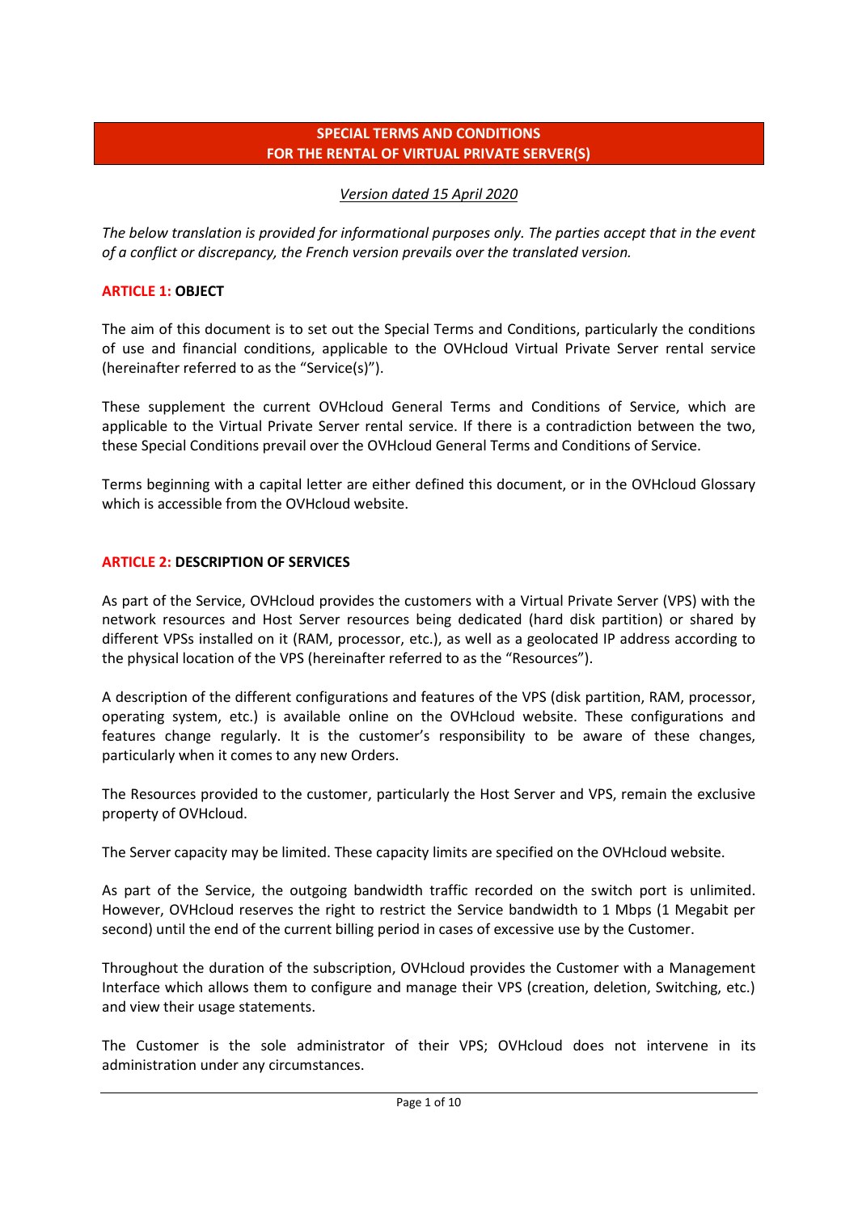# SPECIAL TERMS AND CONDITIONS FOR THE RENTAL OF VIRTUAL PRIVATE SERVER(S)

*Version dated 15 April 2020*

*The below translation is provided for informational purposes only. The parties accept that in the event of a conflict or discrepancy, the French version prevails over the translated version.*

## ARTICLE 1: OBJECT

The aim of this document is to set out the Special Terms and Conditions, particularly the conditions of use and financial conditions, applicable to the OVHcloud Virtual Private Server rental service (hereinafter referred to as the "Service(s)").

These supplement the current OVHcloud General Terms and Conditions of Service, which are applicable to the Virtual Private Server rental service. If there is a contradiction between the two, these Special Conditions prevail over the OVHcloud General Terms and Conditions of Service.

Terms beginning with a capital letter are either defined this document, or in the OVHcloud Glossary which is accessible from the OVHcloud website.

## ARTICLE 2: DESCRIPTION OF SERVICES

As part of the Service, OVHcloud provides the customers with a Virtual Private Server (VPS) with the network resources and Host Server resources being dedicated (hard disk partition) or shared by different VPSs installed on it (RAM, processor, etc.), as well as a geolocated IP address according to the physical location of the VPS (hereinafter referred to as the "Resources").

A description of the different configurations and features of the VPS (disk partition, RAM, processor, operating system, etc.) is available online on the OVHcloud website. These configurations and features change regularly. It is the customer's responsibility to be aware of these changes, particularly when it comes to any new Orders.

The Resources provided to the customer, particularly the Host Server and VPS, remain the exclusive property of OVHcloud.

The Server capacity may be limited. These capacity limits are specified on the OVHcloud website.

As part of the Service, the outgoing bandwidth traffic recorded on the switch port is unlimited. However, OVHcloud reserves the right to restrict the Service bandwidth to 1 Mbps (1 Megabit per second) until the end of the current billing period in cases of excessive use by the Customer.

Throughout the duration of the subscription, OVHcloud provides the Customer with a Management Interface which allows them to configure and manage their VPS (creation, deletion, Switching, etc.) and view their usage statements.

The Customer is the sole administrator of their VPS; OVHcloud does not intervene in its administration under any circumstances.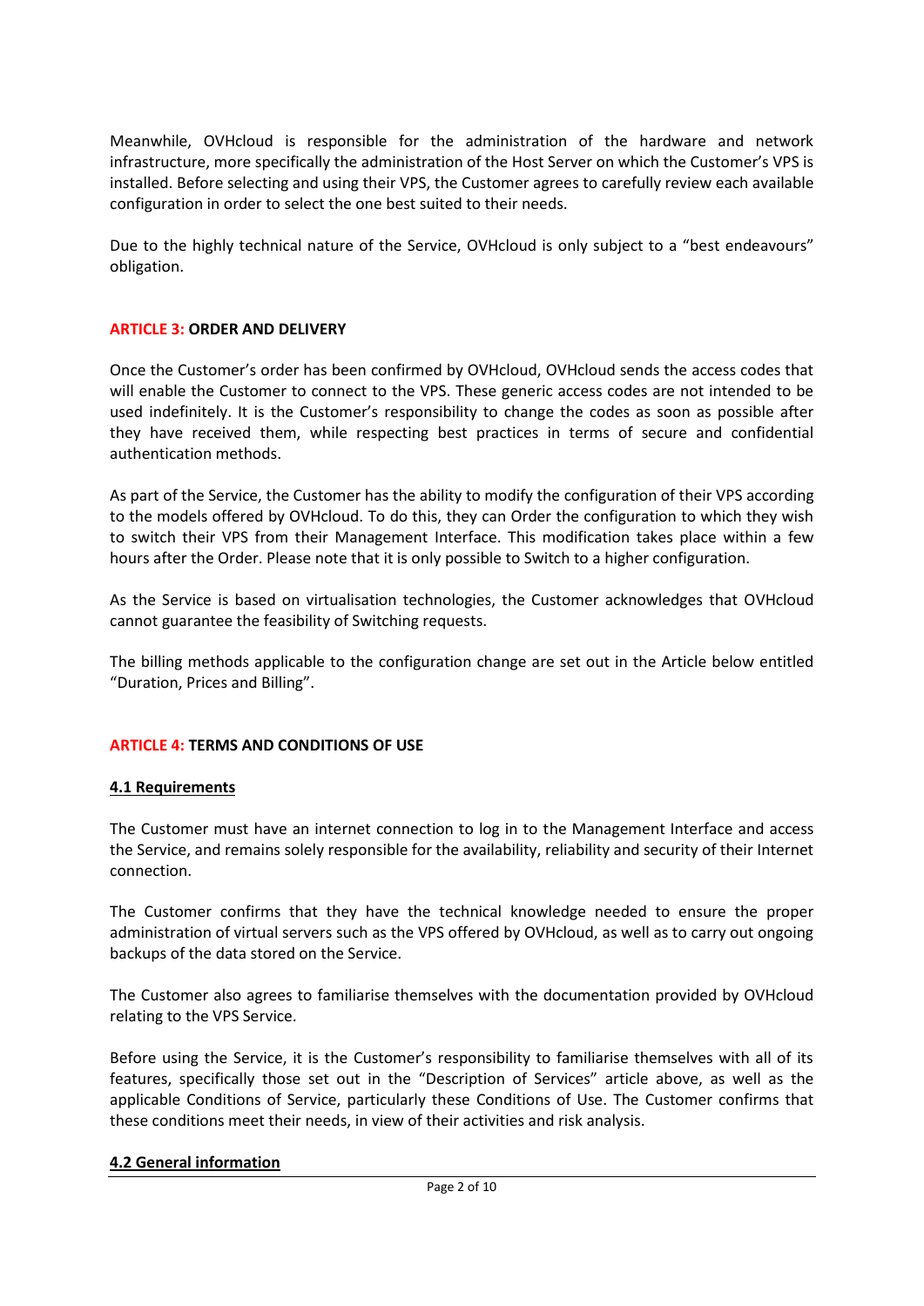Meanwhile, OVHcloud is responsible for the administration of the hardware and network infrastructure, more specifically the administration of the Host Server on which the Customer's VPS is installed. Before selecting and using their VPS, the Customer agrees to carefully review each available configuration in order to select the one best suited to their needs.

Due to the highly technical nature of the Service, OVHcloud is only subject to a "best endeavours" obligation.

## ARTICLE 3: ORDER AND DELIVERY

Once the Customer's order has been confirmed by OVHcloud, OVHcloud sends the access codes that will enable the Customer to connect to the VPS. These generic access codes are not intended to be used indefinitely. It is the Customer's responsibility to change the codes as soon as possible after they have received them, while respecting best practices in terms of secure and confidential authentication methods.

As part of the Service, the Customer has the ability to modify the configuration of their VPS according to the models offered by OVHcloud. To do this, they can Order the configuration to which they wish to switch their VPS from their Management Interface. This modification takes place within a few hours after the Order. Please note that it is only possible to Switch to a higher configuration.

As the Service is based on virtualisation technologies, the Customer acknowledges that OVHcloud cannot guarantee the feasibility of Switching requests.

The billing methods applicable to the configuration change are set out in the Article below entitled "Duration, Prices and Billing".

## ARTICLE 4: TERMS AND CONDITIONS OF USE

### 4.1 Requirements

The Customer must have an internet connection to log in to the Management Interface and access the Service, and remains solely responsible for the availability, reliability and security of their Internet connection.

The Customer confirms that they have the technical knowledge needed to ensure the proper administration of virtual servers such as the VPS offered by OVHcloud, as well as to carry out ongoing backups of the data stored on the Service.

The Customer also agrees to familiarise themselves with the documentation provided by OVHcloud relating to the VPS Service.

Before using the Service, it is the Customer's responsibility to familiarise themselves with all of its features, specifically those set out in the "Description of Services" article above, as well as the applicable Conditions of Service, particularly these Conditions of Use. The Customer confirms that these conditions meet their needs, in view of their activities and risk analysis.

### 4.2 General information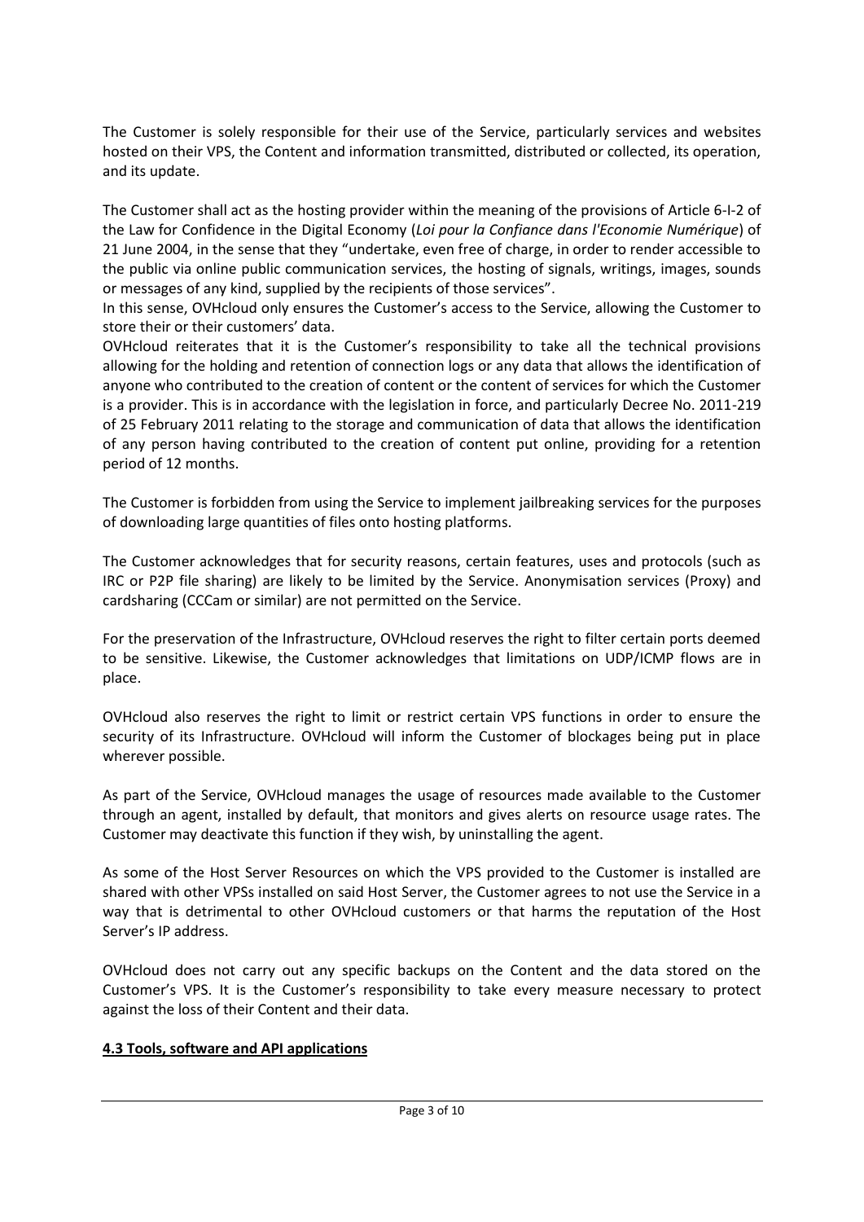The Customer is solely responsible for their use of the Service, particularly services and websites hosted on their VPS, the Content and information transmitted, distributed or collected, its operation, and its update.

The Customer shall act as the hosting provider within the meaning of the provisions of Article 6-I-2 of the Law for Confidence in the Digital Economy (*Loi pour la Confiance dans l'Economie Numérique*) of 21 June 2004, in the sense that they "undertake, even free of charge, in order to render accessible to the public via online public communication services, the hosting of signals, writings, images, sounds or messages of any kind, supplied by the recipients of those services".
In this sense, OVHcloud only ensures the Customer's access to the Service, allowing the Customer to store their or their customers' data.
OVHcloud reiterates that it is the Customer's responsibility to take all the technical provisions allowing for the holding and retention of connection logs or any data that allows the identification of anyone who contributed to the creation of content or the content of services for which the Customer is a provider. This is in accordance with the legislation in force, and particularly Decree No. 2011-219 of 25 February 2011 relating to the storage and communication of data that allows the identification of any person having contributed to the creation of content put online, providing for a retention period of 12 months.

The Customer is forbidden from using the Service to implement jailbreaking services for the purposes of downloading large quantities of files onto hosting platforms.

The Customer acknowledges that for security reasons, certain features, uses and protocols (such as IRC or P2P file sharing) are likely to be limited by the Service. Anonymisation services (Proxy) and cardsharing (CCCam or similar) are not permitted on the Service.

For the preservation of the Infrastructure, OVHcloud reserves the right to filter certain ports deemed to be sensitive. Likewise, the Customer acknowledges that limitations on UDP/ICMP flows are in place.

OVHcloud also reserves the right to limit or restrict certain VPS functions in order to ensure the security of its Infrastructure. OVHcloud will inform the Customer of blockages being put in place wherever possible.

As part of the Service, OVHcloud manages the usage of resources made available to the Customer through an agent, installed by default, that monitors and gives alerts on resource usage rates. The Customer may deactivate this function if they wish, by uninstalling the agent.

As some of the Host Server Resources on which the VPS provided to the Customer is installed are shared with other VPSs installed on said Host Server, the Customer agrees to not use the Service in a way that is detrimental to other OVHcloud customers or that harms the reputation of the Host Server's IP address.

OVHcloud does not carry out any specific backups on the Content and the data stored on the Customer's VPS. It is the Customer's responsibility to take every measure necessary to protect against the loss of their Content and their data.

### 4.3 Tools, software and API applications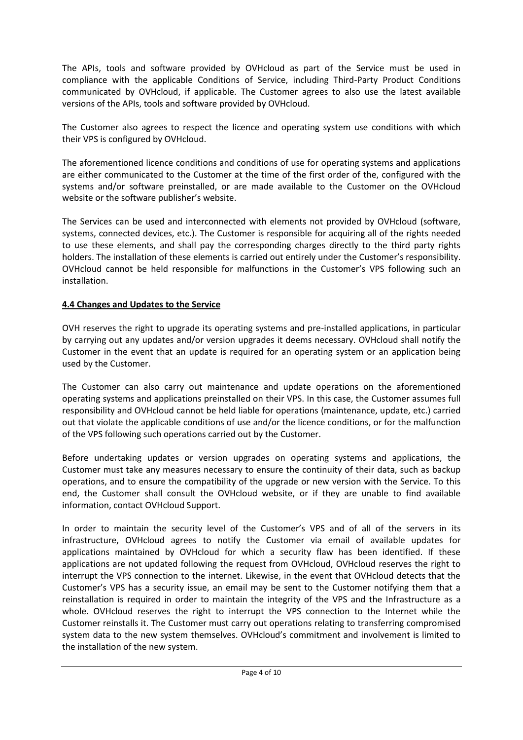The APIs, tools and software provided by OVHcloud as part of the Service must be used in compliance with the applicable Conditions of Service, including Third-Party Product Conditions communicated by OVHcloud, if applicable. The Customer agrees to also use the latest available versions of the APIs, tools and software provided by OVHcloud.

The Customer also agrees to respect the licence and operating system use conditions with which their VPS is configured by OVHcloud.

The aforementioned licence conditions and conditions of use for operating systems and applications are either communicated to the Customer at the time of the first order of the, configured with the systems and/or software preinstalled, or are made available to the Customer on the OVHcloud website or the software publisher's website.

The Services can be used and interconnected with elements not provided by OVHcloud (software, systems, connected devices, etc.). The Customer is responsible for acquiring all of the rights needed to use these elements, and shall pay the corresponding charges directly to the third party rights holders. The installation of these elements is carried out entirely under the Customer's responsibility. OVHcloud cannot be held responsible for malfunctions in the Customer's VPS following such an installation.

**4.4 Changes and Updates to the Service**

OVH reserves the right to upgrade its operating systems and pre-installed applications, in particular by carrying out any updates and/or version upgrades it deems necessary. OVHcloud shall notify the Customer in the event that an update is required for an operating system or an application being used by the Customer.

The Customer can also carry out maintenance and update operations on the aforementioned operating systems and applications preinstalled on their VPS. In this case, the Customer assumes full responsibility and OVHcloud cannot be held liable for operations (maintenance, update, etc.) carried out that violate the applicable conditions of use and/or the licence conditions, or for the malfunction of the VPS following such operations carried out by the Customer.

Before undertaking updates or version upgrades on operating systems and applications, the Customer must take any measures necessary to ensure the continuity of their data, such as backup operations, and to ensure the compatibility of the upgrade or new version with the Service. To this end, the Customer shall consult the OVHcloud website, or if they are unable to find available information, contact OVHcloud Support.

In order to maintain the security level of the Customer's VPS and of all of the servers in its infrastructure, OVHcloud agrees to notify the Customer via email of available updates for applications maintained by OVHcloud for which a security flaw has been identified. If these applications are not updated following the request from OVHcloud, OVHcloud reserves the right to interrupt the VPS connection to the internet. Likewise, in the event that OVHcloud detects that the Customer's VPS has a security issue, an email may be sent to the Customer notifying them that a reinstallation is required in order to maintain the integrity of the VPS and the Infrastructure as a whole. OVHcloud reserves the right to interrupt the VPS connection to the Internet while the Customer reinstalls it. The Customer must carry out operations relating to transferring compromised system data to the new system themselves. OVHcloud's commitment and involvement is limited to the installation of the new system.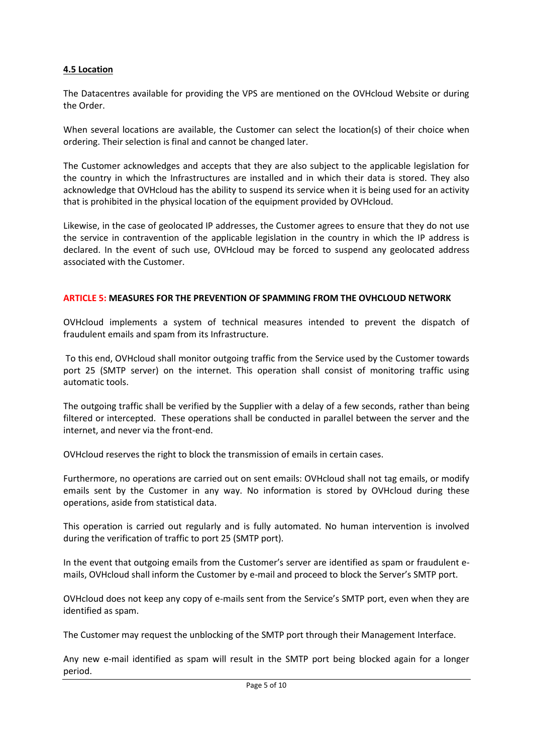#### **4.5 Location**

The Datacentres available for providing the VPS are mentioned on the OVHcloud Website or during the Order.

When several locations are available, the Customer can select the location(s) of their choice when ordering. Their selection is final and cannot be changed later.

The Customer acknowledges and accepts that they are also subject to the applicable legislation for the country in which the Infrastructures are installed and in which their data is stored. They also acknowledge that OVHcloud has the ability to suspend its service when it is being used for an activity that is prohibited in the physical location of the equipment provided by OVHcloud.

Likewise, in the case of geolocated IP addresses, the Customer agrees to ensure that they do not use the service in contravention of the applicable legislation in the country in which the IP address is declared. In the event of such use, OVHcloud may be forced to suspend any geolocated address associated with the Customer.

### **ARTICLE 5: MEASURES FOR THE PREVENTION OF SPAMMING FROM THE OVHCLOUD NETWORK**

OVHcloud implements a system of technical measures intended to prevent the dispatch of fraudulent emails and spam from its Infrastructure.

To this end, OVHcloud shall monitor outgoing traffic from the Service used by the Customer towards port 25 (SMTP server) on the internet. This operation shall consist of monitoring traffic using automatic tools.

The outgoing traffic shall be verified by the Supplier with a delay of a few seconds, rather than being filtered or intercepted. These operations shall be conducted in parallel between the server and the internet, and never via the front-end.

OVHcloud reserves the right to block the transmission of emails in certain cases.

Furthermore, no operations are carried out on sent emails: OVHcloud shall not tag emails, or modify emails sent by the Customer in any way. No information is stored by OVHcloud during these operations, aside from statistical data.

This operation is carried out regularly and is fully automated. No human intervention is involved during the verification of traffic to port 25 (SMTP port).

In the event that outgoing emails from the Customer's server are identified as spam or fraudulent e-mails, OVHcloud shall inform the Customer by e-mail and proceed to block the Server's SMTP port.

OVHcloud does not keep any copy of e-mails sent from the Service's SMTP port, even when they are identified as spam.

The Customer may request the unblocking of the SMTP port through their Management Interface.

Any new e-mail identified as spam will result in the SMTP port being blocked again for a longer period.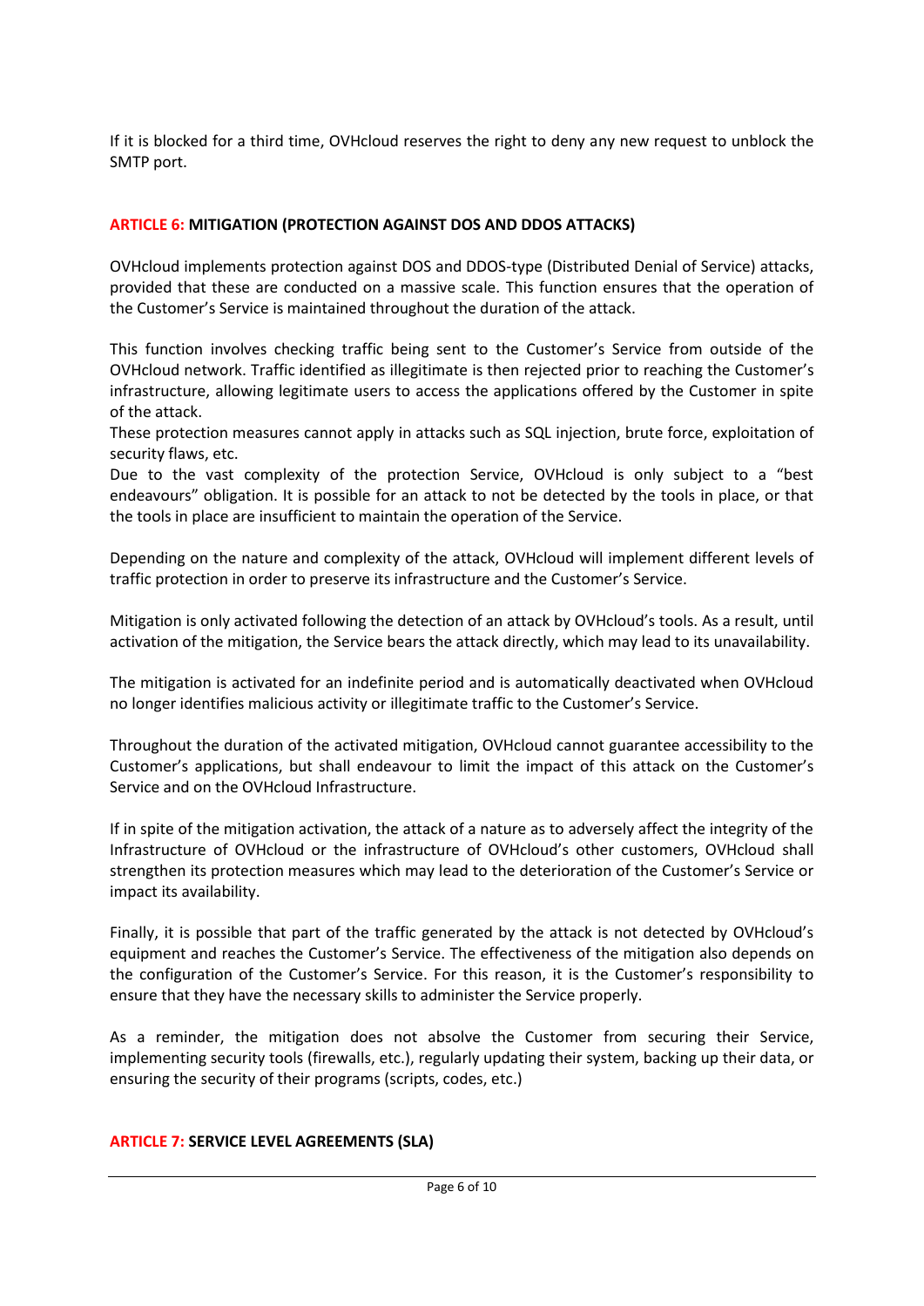If it is blocked for a third time, OVHcloud reserves the right to deny any new request to unblock the SMTP port.

## ARTICLE 6: MITIGATION (PROTECTION AGAINST DOS AND DDOS ATTACKS)

OVHcloud implements protection against DOS and DDOS-type (Distributed Denial of Service) attacks, provided that these are conducted on a massive scale. This function ensures that the operation of the Customer's Service is maintained throughout the duration of the attack.

This function involves checking traffic being sent to the Customer's Service from outside of the OVHcloud network. Traffic identified as illegitimate is then rejected prior to reaching the Customer's infrastructure, allowing legitimate users to access the applications offered by the Customer in spite of the attack.
These protection measures cannot apply in attacks such as SQL injection, brute force, exploitation of security flaws, etc.
Due to the vast complexity of the protection Service, OVHcloud is only subject to a "best endeavours" obligation. It is possible for an attack to not be detected by the tools in place, or that the tools in place are insufficient to maintain the operation of the Service.

Depending on the nature and complexity of the attack, OVHcloud will implement different levels of traffic protection in order to preserve its infrastructure and the Customer's Service.

Mitigation is only activated following the detection of an attack by OVHcloud's tools. As a result, until activation of the mitigation, the Service bears the attack directly, which may lead to its unavailability.

The mitigation is activated for an indefinite period and is automatically deactivated when OVHcloud no longer identifies malicious activity or illegitimate traffic to the Customer's Service.

Throughout the duration of the activated mitigation, OVHcloud cannot guarantee accessibility to the Customer's applications, but shall endeavour to limit the impact of this attack on the Customer's Service and on the OVHcloud Infrastructure.

If in spite of the mitigation activation, the attack of a nature as to adversely affect the integrity of the Infrastructure of OVHcloud or the infrastructure of OVHcloud's other customers, OVHcloud shall strengthen its protection measures which may lead to the deterioration of the Customer's Service or impact its availability.

Finally, it is possible that part of the traffic generated by the attack is not detected by OVHcloud's equipment and reaches the Customer's Service. The effectiveness of the mitigation also depends on the configuration of the Customer's Service. For this reason, it is the Customer's responsibility to ensure that they have the necessary skills to administer the Service properly.

As a reminder, the mitigation does not absolve the Customer from securing their Service, implementing security tools (firewalls, etc.), regularly updating their system, backing up their data, or ensuring the security of their programs (scripts, codes, etc.)

## ARTICLE 7: SERVICE LEVEL AGREEMENTS (SLA)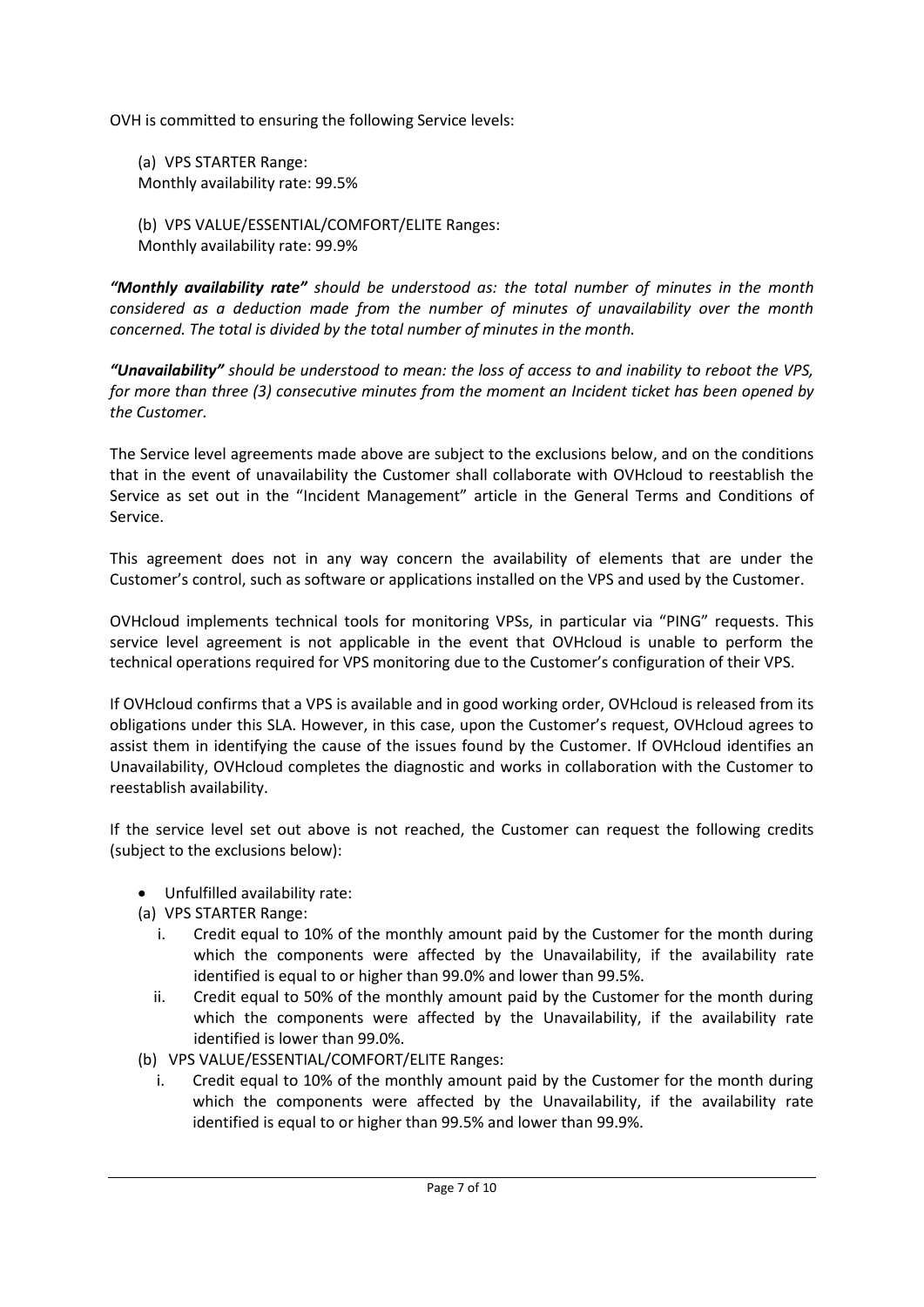OVH is committed to ensuring the following Service levels:

(a) VPS STARTER Range:
Monthly availability rate: 99.5%

(b) VPS VALUE/ESSENTIAL/COMFORT/ELITE Ranges:
Monthly availability rate: 99.9%

***"Monthly availability rate"*** *should be understood as: the total number of minutes in the month considered as a deduction made from the number of minutes of unavailability over the month concerned. The total is divided by the total number of minutes in the month.*

***"Unavailability"*** *should be understood to mean: the loss of access to and inability to reboot the VPS, for more than three (3) consecutive minutes from the moment an Incident ticket has been opened by the Customer.*

The Service level agreements made above are subject to the exclusions below, and on the conditions that in the event of unavailability the Customer shall collaborate with OVHcloud to reestablish the Service as set out in the "Incident Management" article in the General Terms and Conditions of Service.

This agreement does not in any way concern the availability of elements that are under the Customer's control, such as software or applications installed on the VPS and used by the Customer.

OVHcloud implements technical tools for monitoring VPSs, in particular via "PING" requests. This service level agreement is not applicable in the event that OVHcloud is unable to perform the technical operations required for VPS monitoring due to the Customer's configuration of their VPS.

If OVHcloud confirms that a VPS is available and in good working order, OVHcloud is released from its obligations under this SLA. However, in this case, upon the Customer's request, OVHcloud agrees to assist them in identifying the cause of the issues found by the Customer. If OVHcloud identifies an Unavailability, OVHcloud completes the diagnostic and works in collaboration with the Customer to reestablish availability.

If the service level set out above is not reached, the Customer can request the following credits (subject to the exclusions below):

- Unfulfilled availability rate:

(a) VPS STARTER Range:

   i. Credit equal to 10% of the monthly amount paid by the Customer for the month during which the components were affected by the Unavailability, if the availability rate identified is equal to or higher than 99.0% and lower than 99.5%.

   ii. Credit equal to 50% of the monthly amount paid by the Customer for the month during which the components were affected by the Unavailability, if the availability rate identified is lower than 99.0%.

(b) VPS VALUE/ESSENTIAL/COMFORT/ELITE Ranges:

   i. Credit equal to 10% of the monthly amount paid by the Customer for the month during which the components were affected by the Unavailability, if the availability rate identified is equal to or higher than 99.5% and lower than 99.9%.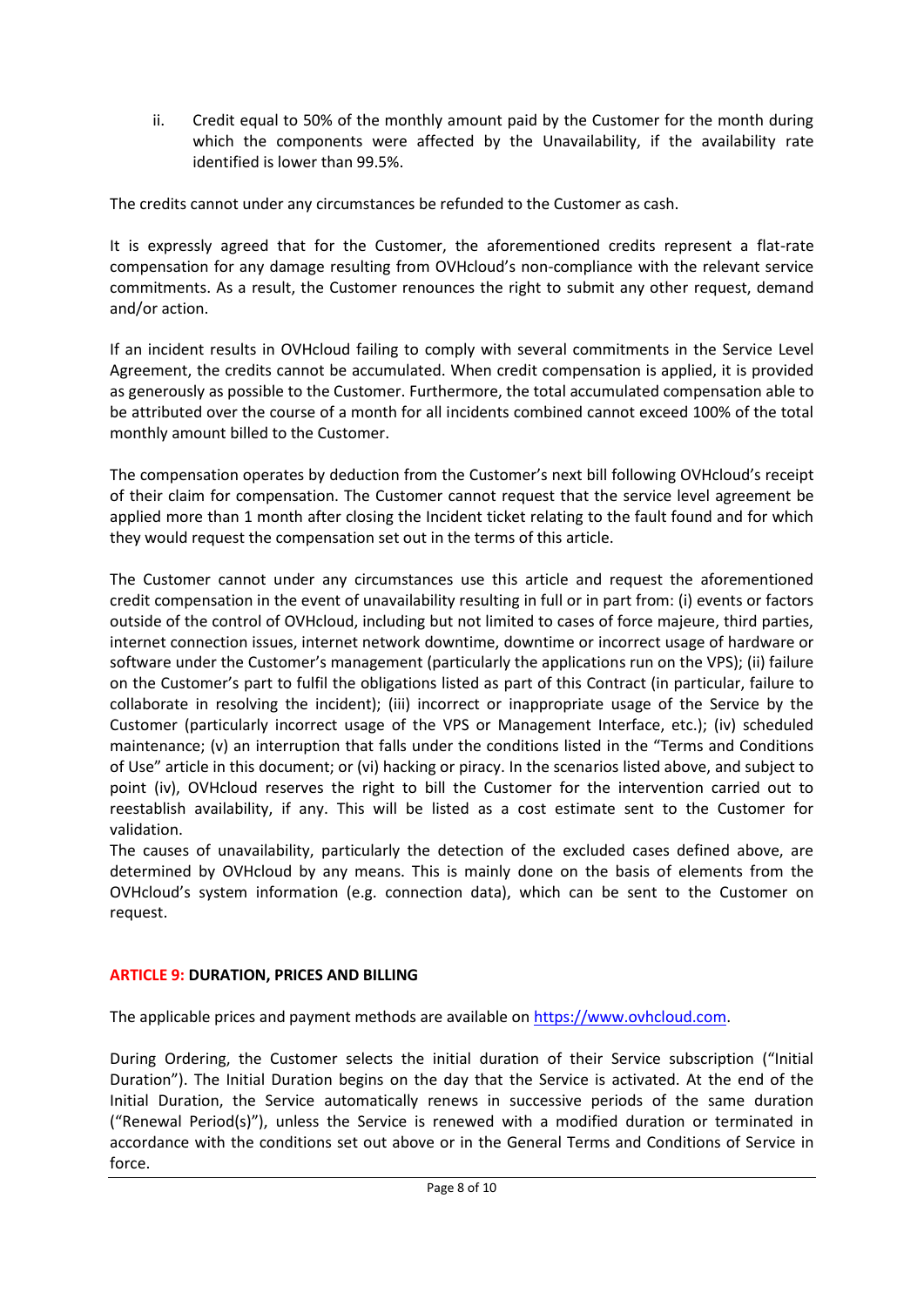ii. Credit equal to 50% of the monthly amount paid by the Customer for the month during which the components were affected by the Unavailability, if the availability rate identified is lower than 99.5%.

The credits cannot under any circumstances be refunded to the Customer as cash.

It is expressly agreed that for the Customer, the aforementioned credits represent a flat-rate compensation for any damage resulting from OVHcloud's non-compliance with the relevant service commitments. As a result, the Customer renounces the right to submit any other request, demand and/or action.

If an incident results in OVHcloud failing to comply with several commitments in the Service Level Agreement, the credits cannot be accumulated. When credit compensation is applied, it is provided as generously as possible to the Customer. Furthermore, the total accumulated compensation able to be attributed over the course of a month for all incidents combined cannot exceed 100% of the total monthly amount billed to the Customer.

The compensation operates by deduction from the Customer's next bill following OVHcloud's receipt of their claim for compensation. The Customer cannot request that the service level agreement be applied more than 1 month after closing the Incident ticket relating to the fault found and for which they would request the compensation set out in the terms of this article.

The Customer cannot under any circumstances use this article and request the aforementioned credit compensation in the event of unavailability resulting in full or in part from: (i) events or factors outside of the control of OVHcloud, including but not limited to cases of force majeure, third parties, internet connection issues, internet network downtime, downtime or incorrect usage of hardware or software under the Customer's management (particularly the applications run on the VPS); (ii) failure on the Customer's part to fulfil the obligations listed as part of this Contract (in particular, failure to collaborate in resolving the incident); (iii) incorrect or inappropriate usage of the Service by the Customer (particularly incorrect usage of the VPS or Management Interface, etc.); (iv) scheduled maintenance; (v) an interruption that falls under the conditions listed in the "Terms and Conditions of Use" article in this document; or (vi) hacking or piracy. In the scenarios listed above, and subject to point (iv), OVHcloud reserves the right to bill the Customer for the intervention carried out to reestablish availability, if any. This will be listed as a cost estimate sent to the Customer for validation.
The causes of unavailability, particularly the detection of the excluded cases defined above, are determined by OVHcloud by any means. This is mainly done on the basis of elements from the OVHcloud's system information (e.g. connection data), which can be sent to the Customer on request.

## ARTICLE 9: DURATION, PRICES AND BILLING

The applicable prices and payment methods are available on [https://www.ovhcloud.com](https://www.ovhcloud.com).

During Ordering, the Customer selects the initial duration of their Service subscription ("Initial Duration"). The Initial Duration begins on the day that the Service is activated. At the end of the Initial Duration, the Service automatically renews in successive periods of the same duration ("Renewal Period(s)"), unless the Service is renewed with a modified duration or terminated in accordance with the conditions set out above or in the General Terms and Conditions of Service in force.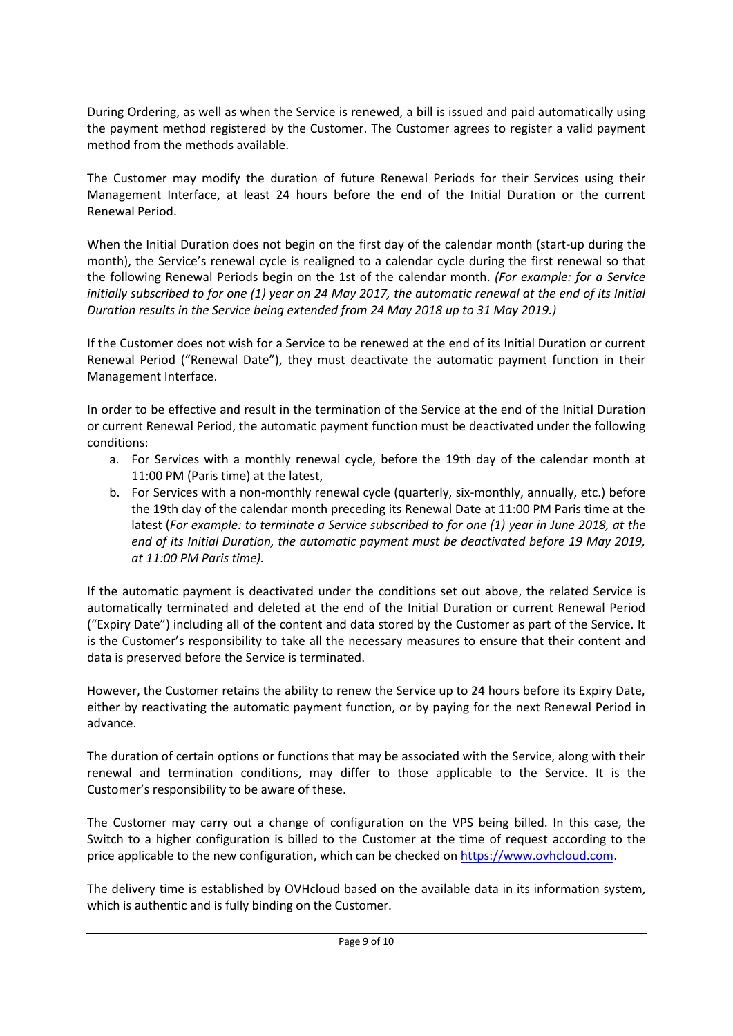During Ordering, as well as when the Service is renewed, a bill is issued and paid automatically using the payment method registered by the Customer. The Customer agrees to register a valid payment method from the methods available.

The Customer may modify the duration of future Renewal Periods for their Services using their Management Interface, at least 24 hours before the end of the Initial Duration or the current Renewal Period.

When the Initial Duration does not begin on the first day of the calendar month (start-up during the month), the Service's renewal cycle is realigned to a calendar cycle during the first renewal so that the following Renewal Periods begin on the 1st of the calendar month. *(For example: for a Service initially subscribed to for one (1) year on 24 May 2017, the automatic renewal at the end of its Initial Duration results in the Service being extended from 24 May 2018 up to 31 May 2019.)*

If the Customer does not wish for a Service to be renewed at the end of its Initial Duration or current Renewal Period ("Renewal Date"), they must deactivate the automatic payment function in their Management Interface.

In order to be effective and result in the termination of the Service at the end of the Initial Duration or current Renewal Period, the automatic payment function must be deactivated under the following conditions:

a. For Services with a monthly renewal cycle, before the 19th day of the calendar month at 11:00 PM (Paris time) at the latest,
b. For Services with a non-monthly renewal cycle (quarterly, six-monthly, annually, etc.) before the 19th day of the calendar month preceding its Renewal Date at 11:00 PM Paris time at the latest (*For example: to terminate a Service subscribed to for one (1) year in June 2018, at the end of its Initial Duration, the automatic payment must be deactivated before 19 May 2019, at 11:00 PM Paris time).*

If the automatic payment is deactivated under the conditions set out above, the related Service is automatically terminated and deleted at the end of the Initial Duration or current Renewal Period ("Expiry Date") including all of the content and data stored by the Customer as part of the Service. It is the Customer's responsibility to take all the necessary measures to ensure that their content and data is preserved before the Service is terminated.

However, the Customer retains the ability to renew the Service up to 24 hours before its Expiry Date, either by reactivating the automatic payment function, or by paying for the next Renewal Period in advance.

The duration of certain options or functions that may be associated with the Service, along with their renewal and termination conditions, may differ to those applicable to the Service. It is the Customer's responsibility to be aware of these.

The Customer may carry out a change of configuration on the VPS being billed. In this case, the Switch to a higher configuration is billed to the Customer at the time of request according to the price applicable to the new configuration, which can be checked on https://www.ovhcloud.com.

The delivery time is established by OVHcloud based on the available data in its information system, which is authentic and is fully binding on the Customer.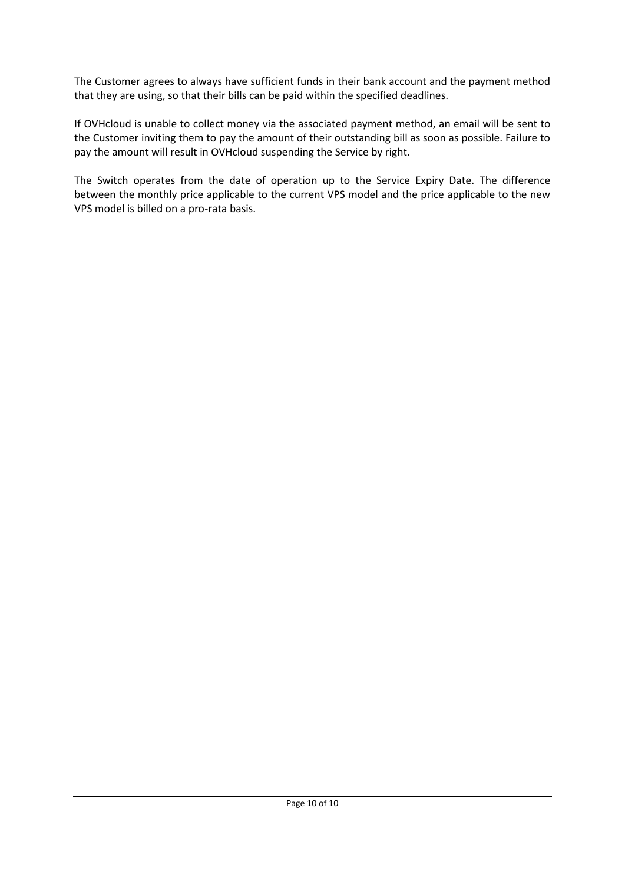The Customer agrees to always have sufficient funds in their bank account and the payment method that they are using, so that their bills can be paid within the specified deadlines.

If OVHcloud is unable to collect money via the associated payment method, an email will be sent to the Customer inviting them to pay the amount of their outstanding bill as soon as possible. Failure to pay the amount will result in OVHcloud suspending the Service by right.

The Switch operates from the date of operation up to the Service Expiry Date. The difference between the monthly price applicable to the current VPS model and the price applicable to the new VPS model is billed on a pro-rata basis.